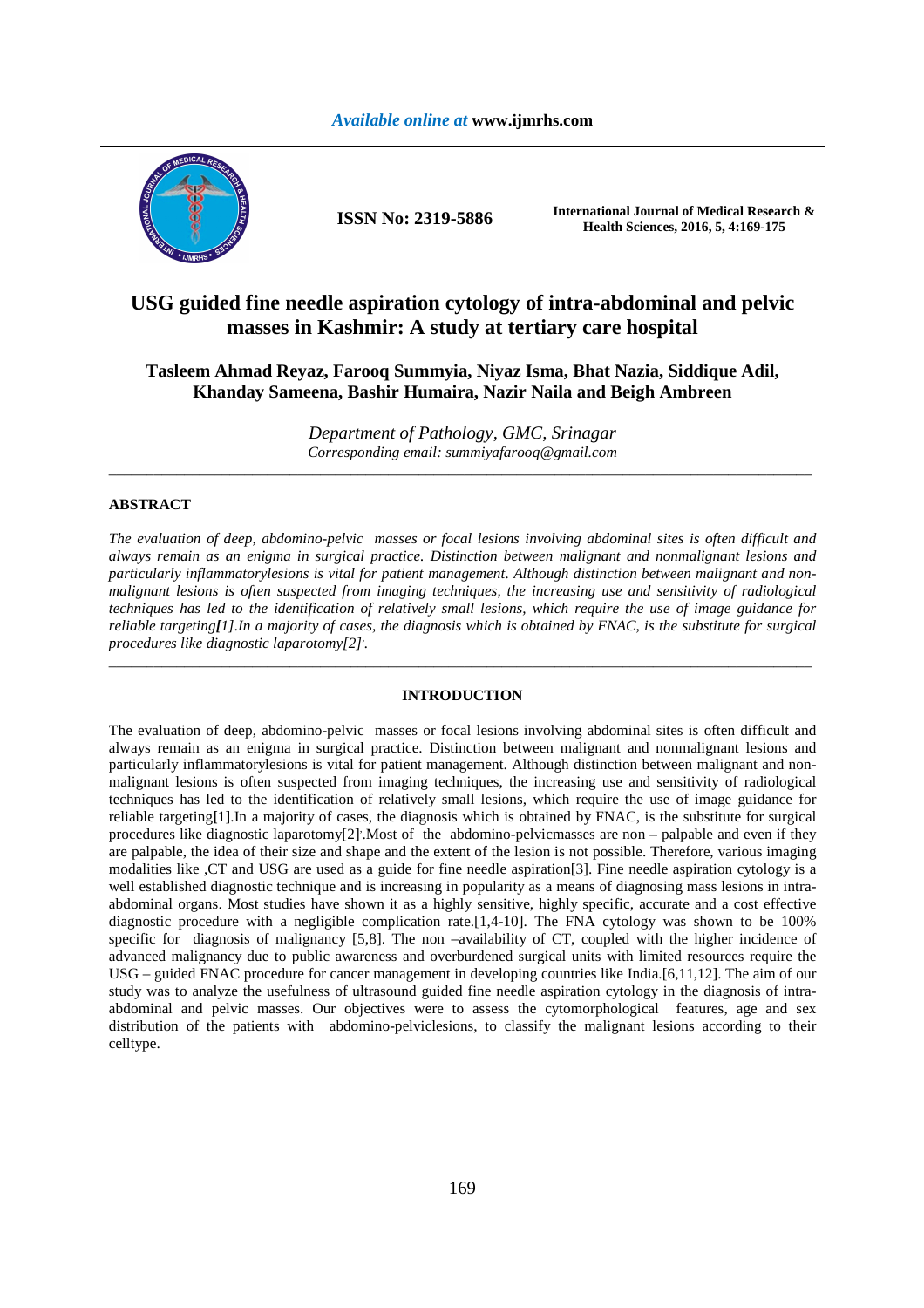*Available online at* **www.ijmrhs.com**

**ISSN No: 2319-5886**

**International Journal of Medical Research & Health Sciences, 2016, 5, 4:169-175**

# USG guided fine needle aspiration cytology of intra-abdominal and pelvic masses in Kashmir: A study at tertiary care hospital

**Tasleem Ahmad Reyaz, Farooq Summyia, Niyaz Isma, Bhat Nazia, Siddique Adil, Khanday Sameena, Bashir Humaira, Nazir Naila and Beigh Ambreen**

*Department of Pathology, GMC, Srinagar*
*Corresponding email: summiyafarooq@gmail.com*

---

## ABSTRACT

*The evaluation of deep, abdomino-pelvic masses or focal lesions involving abdominal sites is often difficult and always remain as an enigma in surgical practice. Distinction between malignant and nonmalignant lesions and particularly inflammatorylesions is vital for patient management. Although distinction between malignant and non-malignant lesions is often suspected from imaging techniques, the increasing use and sensitivity of radiological techniques has led to the identification of relatively small lesions, which require the use of image guidance for reliable targeting**[1]**.In a majority of cases, the diagnosis which is obtained by FNAC, is the substitute for surgical procedures like diagnostic laparotomy[2].*

---

## INTRODUCTION

The evaluation of deep, abdomino-pelvic masses or focal lesions involving abdominal sites is often difficult and always remain as an enigma in surgical practice. Distinction between malignant and nonmalignant lesions and particularly inflammatorylesions is vital for patient management. Although distinction between malignant and non-malignant lesions is often suspected from imaging techniques, the increasing use and sensitivity of radiological techniques has led to the identification of relatively small lesions, which require the use of image guidance for reliable targeting**[**1].In a majority of cases, the diagnosis which is obtained by FNAC, is the substitute for surgical procedures like diagnostic laparotomy[2].Most of the abdomino-pelvicmasses are non – palpable and even if they are palpable, the idea of their size and shape and the extent of the lesion is not possible. Therefore, various imaging modalities like ,CT and USG are used as a guide for fine needle aspiration[3]. Fine needle aspiration cytology is a well established diagnostic technique and is increasing in popularity as a means of diagnosing mass lesions in intra-abdominal organs. Most studies have shown it as a highly sensitive, highly specific, accurate and a cost effective diagnostic procedure with a negligible complication rate.[1,4-10]. The FNA cytology was shown to be 100% specific for diagnosis of malignancy [5,8]. The non –availability of CT, coupled with the higher incidence of advanced malignancy due to public awareness and overburdened surgical units with limited resources require the USG – guided FNAC procedure for cancer management in developing countries like India.[6,11,12]. The aim of our study was to analyze the usefulness of ultrasound guided fine needle aspiration cytology in the diagnosis of intra-abdominal and pelvic masses. Our objectives were to assess the cytomorphological features, age and sex distribution of the patients with abdomino-pelviclesions, to classify the malignant lesions according to their celltype.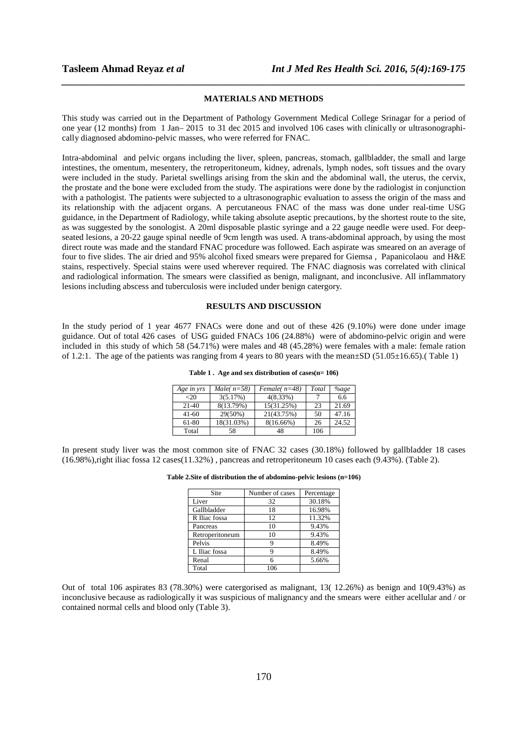## MATERIALS AND METHODS

This study was carried out in the Department of Pathology Government Medical College Srinagar for a period of one year (12 months) from 1 Jan– 2015 to 31 dec 2015 and involved 106 cases with clinically or ultrasonographically diagnosed abdomino-pelvic masses, who were referred for FNAC.

Intra-abdominal and pelvic organs including the liver, spleen, pancreas, stomach, gallbladder, the small and large intestines, the omentum, mesentery, the retroperitoneum, kidney, adrenals, lymph nodes, soft tissues and the ovary were included in the study. Parietal swellings arising from the skin and the abdominal wall, the uterus, the cervix, the prostate and the bone were excluded from the study. The aspirations were done by the radiologist in conjunction with a pathologist. The patients were subjected to a ultrasonographic evaluation to assess the origin of the mass and its relationship with the adjacent organs. A percutaneous FNAC of the mass was done under real-time USG guidance, in the Department of Radiology, while taking absolute aseptic precautions, by the shortest route to the site, as was suggested by the sonologist. A 20ml disposable plastic syringe and a 22 gauge needle were used. For deep-seated lesions, a 20-22 gauge spinal needle of 9cm length was used. A trans-abdominal approach, by using the most direct route was made and the standard FNAC procedure was followed. Each aspirate was smeared on an average of four to five slides. The air dried and 95% alcohol fixed smears were prepared for Giemsa , Papanicolaou and H&E stains, respectively. Special stains were used wherever required. The FNAC diagnosis was correlated with clinical and radiological information. The smears were classified as benign, malignant, and inconclusive. All inflammatory lesions including abscess and tuberculosis were included under benign catergory.

## RESULTS AND DISCUSSION

In the study period of 1 year 4677 FNACs were done and out of these 426 (9.10%) were done under image guidance. Out of total 426 cases of USG guided FNACs 106 (24.88%) were of abdomino-pelvic origin and were included in this study of which 58 (54.71%) were males and 48 (45.28%) were females with a male: female ration of 1.2:1. The age of the patients was ranging from 4 years to 80 years with the mean±SD (51.05±16.65).( Table 1)

**Table 1 . Age and sex distribution of cases(n= 106)**

| *Age in yrs* | *Male( n=58)* | *Female( n=48)* | *Total* | *%age* |
|---|---|---|---|---|
| <20 | 3(5.17%) | 4(8.33%) | 7 | 6.6 |
| 21-40 | 8(13.79%) | 15(31.25%) | 23 | 21.69 |
| 41-60 | 29(50%) | 21(43.75%) | 50 | 47.16 |
| 61-80 | 18(31.03%) | 8(16.66%) | 26 | 24.52 |
| Total | 58 | 48 | 106 | |

In present study liver was the most common site of FNAC 32 cases (30.18%) followed by gallbladder 18 cases (16.98%),right iliac fossa 12 cases(11.32%) , pancreas and retroperitoneum 10 cases each (9.43%). (Table 2).

**Table 2.Site of distribution the of abdomino-pelvic lesions (n=106)**

| Site | Number of cases | Percentage |
|---|---|---|
| Liver | 32 | 30.18% |
| Gallbladder | 18 | 16.98% |
| R Iliac fossa | 12 | 11.32% |
| Pancreas | 10 | 9.43% |
| Retroperitoneum | 10 | 9.43% |
| Pelvis | 9 | 8.49% |
| L Iliac fossa | 9 | 8.49% |
| Renal | 6 | 5.66% |
| Total | 106 | |

Out of total 106 aspirates 83 (78.30%) were catergorised as malignant, 13( 12.26%) as benign and 10(9.43%) as inconclusive because as radiologically it was suspicious of malignancy and the smears were either acellular and / or contained normal cells and blood only (Table 3).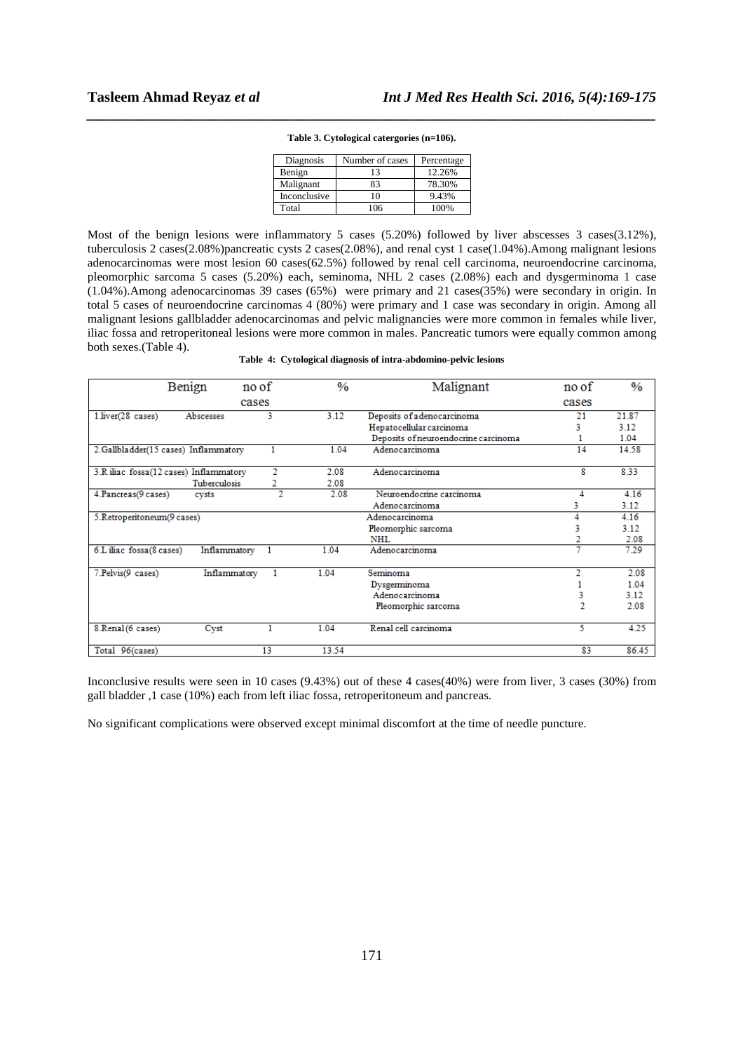**Table 3. Cytological catergories (n=106).**

| Diagnosis | Number of cases | Percentage |
|---|---|---|
| Benign | 13 | 12.26% |
| Malignant | 83 | 78.30% |
| Inconclusive | 10 | 9.43% |
| Total | 106 | 100% |

Most of the benign lesions were inflammatory 5 cases (5.20%) followed by liver abscesses 3 cases(3.12%), tuberculosis 2 cases(2.08%)pancreatic cysts 2 cases(2.08%), and renal cyst 1 case(1.04%).Among malignant lesions adenocarcinomas were most lesion 60 cases(62.5%) followed by renal cell carcinoma, neuroendocrine carcinoma, pleomorphic sarcoma 5 cases (5.20%) each, seminoma, NHL 2 cases (2.08%) each and dysgerminoma 1 case (1.04%).Among adenocarcinomas 39 cases (65%) were primary and 21 cases(35%) were secondary in origin. In total 5 cases of neuroendocrine carcinomas 4 (80%) were primary and 1 case was secondary in origin. Among all malignant lesions gallbladder adenocarcinomas and pelvic malignancies were more common in females while liver, iliac fossa and retroperitoneal lesions were more common in males. Pancreatic tumors were equally common among both sexes.(Table 4).

**Table 4: Cytological diagnosis of intra-abdomino-pelvic lesions**

| Site | Benign | no of cases | % | Malignant | no of cases | % |
|---|---|---|---|---|---|---|
| 1.liver(28 cases) | Abscesses | 3 | 3.12 | Deposits of adenocarcinoma | 21 | 21.87 |
| | | | | Hepatocellular carcinoma | 3 | 3.12 |
| | | | | Deposits of neuroendocrine carcinoma | 1 | 1.04 |
| 2.Gallbladder(15 cases) | Inflammatory | 1 | 1.04 | Adenocarcinoma | 14 | 14.58 |
| 3.R iliac fossa(12 cases) | Inflammatory | 2 | 2.08 | Adenocarcinoma | 8 | 8.33 |
| | Tuberculosis | 2 | 2.08 | | | |
| 4.Pancreas(9 cases) | cysts | 2 | 2.08 | Neuroendocrine carcinoma | 4 | 4.16 |
| | | | | Adenocarcinoma | 3 | 3.12 |
| 5.Retroperitoneum(9 cases) | | | | Adenocarcinoma | 4 | 4.16 |
| | | | | Pleomorphic sarcoma | 3 | 3.12 |
| | | | | NHL | 2 | 2.08 |
| 6.L iliac fossa(8 cases) | Inflammatory | 1 | 1.04 | Adenocarcinoma | 7 | 7.29 |
| 7.Pelvis(9 cases) | Inflammatory | 1 | 1.04 | Seminoma | 2 | 2.08 |
| | | | | Dysgerminoma | 1 | 1.04 |
| | | | | Adenocarcinoma | 3 | 3.12 |
| | | | | Pleomorphic sarcoma | 2 | 2.08 |
| 8.Renal(6 cases) | Cyst | 1 | 1.04 | Renal cell carcinoma | 5 | 4.25 |
| Total 96(cases) | | 13 | 13.54 | | 83 | 86.45 |

Inconclusive results were seen in 10 cases (9.43%) out of these 4 cases(40%) were from liver, 3 cases (30%) from gall bladder ,1 case (10%) each from left iliac fossa, retroperitoneum and pancreas.

No significant complications were observed except minimal discomfort at the time of needle puncture.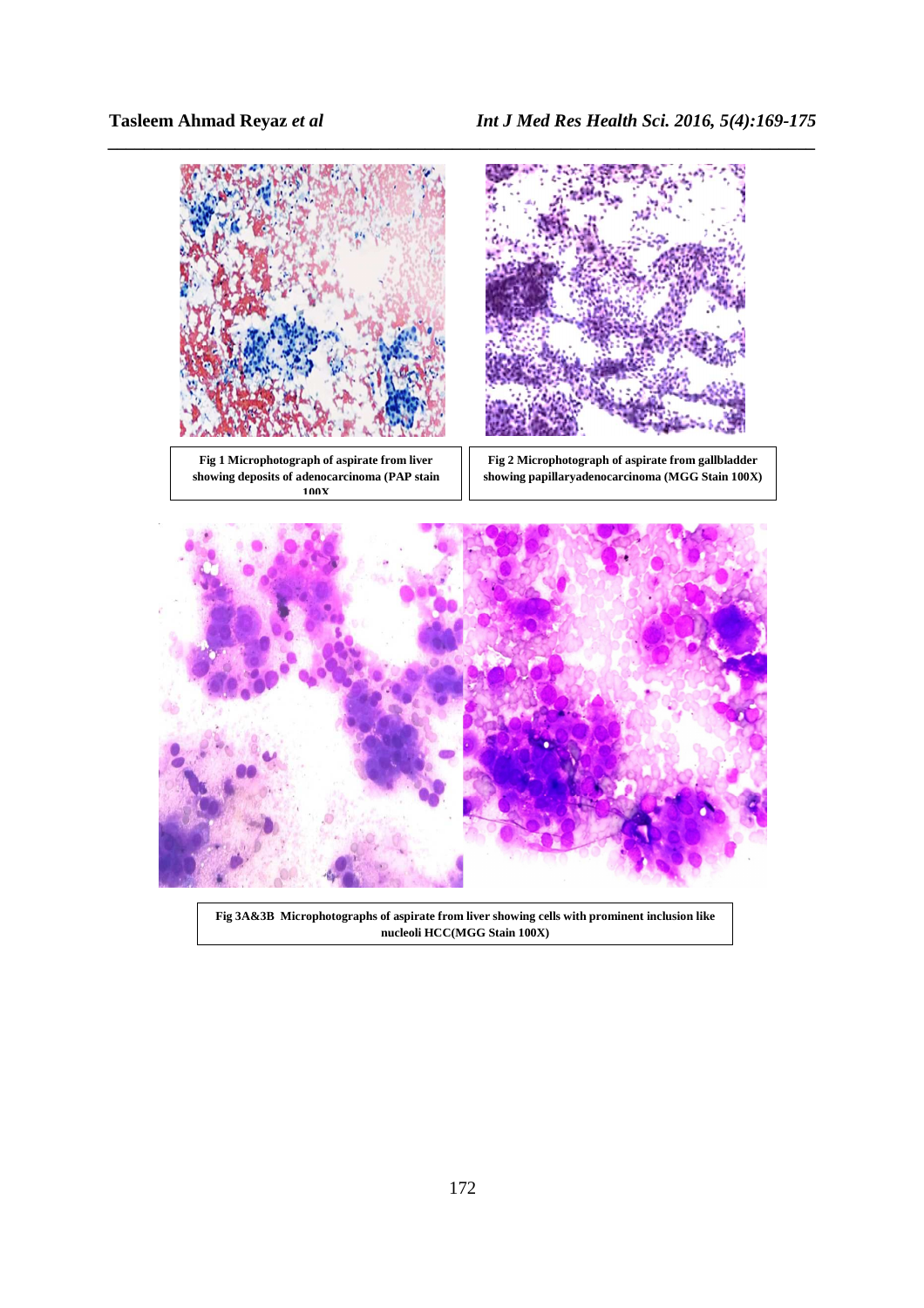Fig 1 Microphotograph of aspirate from liver showing deposits of adenocarcinoma (PAP stain 100X

Fig 2 Microphotograph of aspirate from gallbladder showing papillaryadenocarcinoma (MGG Stain 100X)

Fig 3A&3B Microphotographs of aspirate from liver showing cells with prominent inclusion like nucleoli HCC(MGG Stain 100X)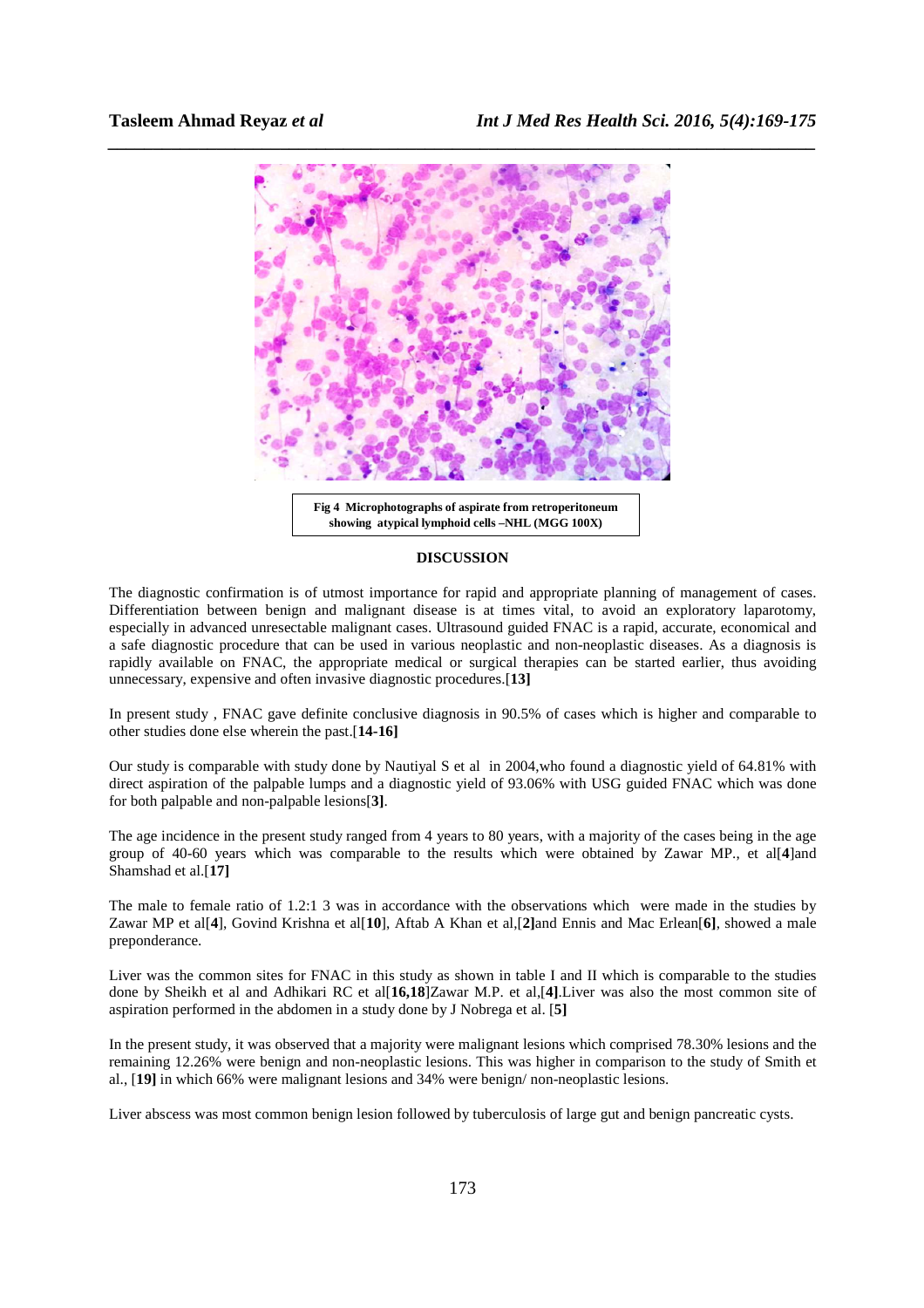Fig 4 Microphotographs of aspirate from retroperitoneum showing atypical lymphoid cells –NHL (MGG 100X)

## DISCUSSION

The diagnostic confirmation is of utmost importance for rapid and appropriate planning of management of cases. Differentiation between benign and malignant disease is at times vital, to avoid an exploratory laparotomy, especially in advanced unresectable malignant cases. Ultrasound guided FNAC is a rapid, accurate, economical and a safe diagnostic procedure that can be used in various neoplastic and non-neoplastic diseases. As a diagnosis is rapidly available on FNAC, the appropriate medical or surgical therapies can be started earlier, thus avoiding unnecessary, expensive and often invasive diagnostic procedures.[**13]**

In present study , FNAC gave definite conclusive diagnosis in 90.5% of cases which is higher and comparable to other studies done else wherein the past.[**14-16]**

Our study is comparable with study done by Nautiyal S et al in 2004,who found a diagnostic yield of 64.81% with direct aspiration of the palpable lumps and a diagnostic yield of 93.06% with USG guided FNAC which was done for both palpable and non-palpable lesions[**3]**.

The age incidence in the present study ranged from 4 years to 80 years, with a majority of the cases being in the age group of 40-60 years which was comparable to the results which were obtained by Zawar MP., et al[**4**]and Shamshad et al.[**17]**

The male to female ratio of 1.2:1 3 was in accordance with the observations which were made in the studies by Zawar MP et al[**4**], Govind Krishna et al[**10**], Aftab A Khan et al,[**2]**and Ennis and Mac Erlean[**6]**, showed a male preponderance.

Liver was the common sites for FNAC in this study as shown in table I and II which is comparable to the studies done by Sheikh et al and Adhikari RC et al[**16,18**]Zawar M.P. et al,[**4]**.Liver was also the most common site of aspiration performed in the abdomen in a study done by J Nobrega et al. [**5]**

In the present study, it was observed that a majority were malignant lesions which comprised 78.30% lesions and the remaining 12.26% were benign and non-neoplastic lesions. This was higher in comparison to the study of Smith et al., [**19]** in which 66% were malignant lesions and 34% were benign/ non-neoplastic lesions.

Liver abscess was most common benign lesion followed by tuberculosis of large gut and benign pancreatic cysts.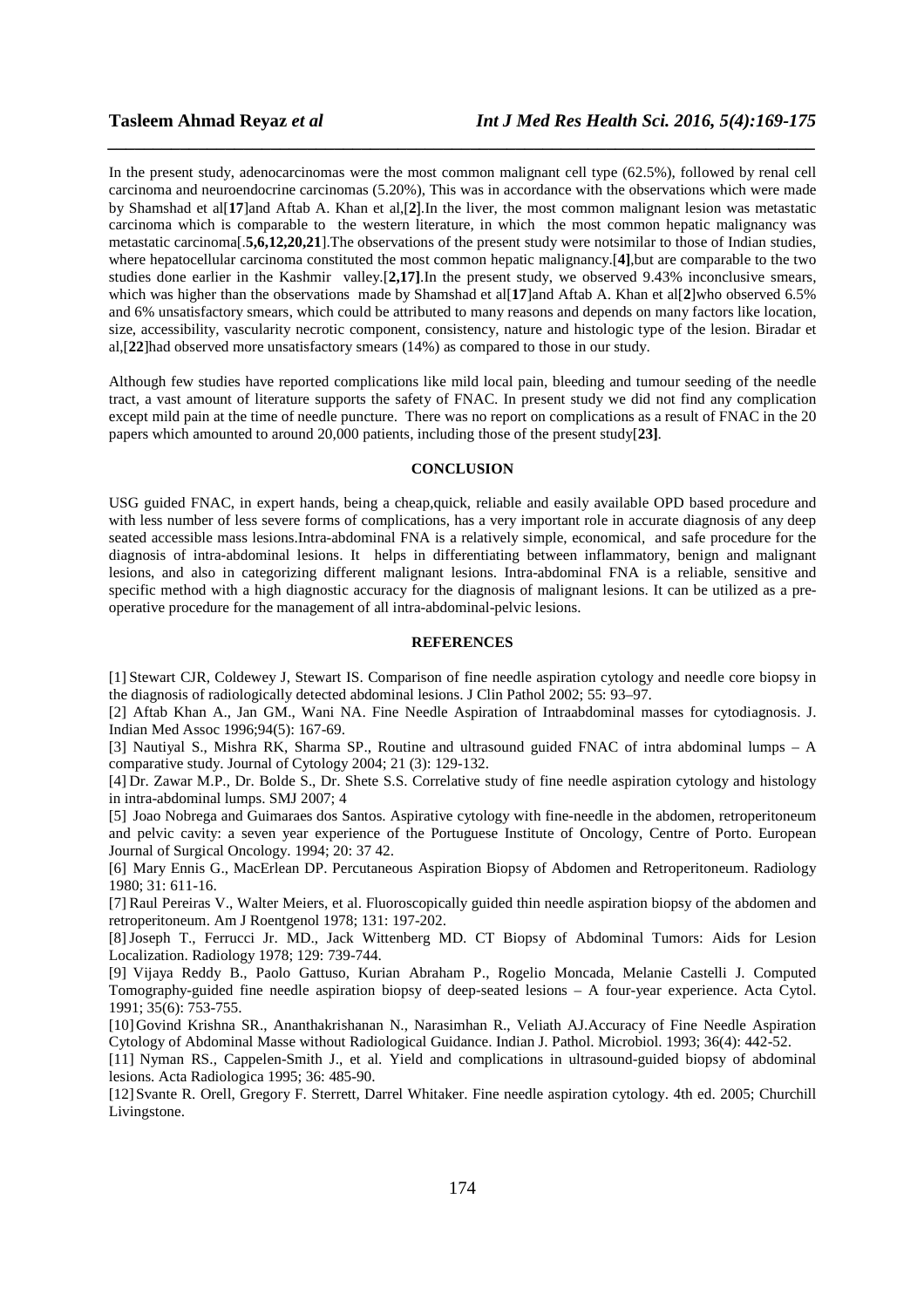In the present study, adenocarcinomas were the most common malignant cell type (62.5%), followed by renal cell carcinoma and neuroendocrine carcinomas (5.20%), This was in accordance with the observations which were made by Shamshad et al[**17**]and Aftab A. Khan et al,[**2**].In the liver, the most common malignant lesion was metastatic carcinoma which is comparable to the western literature, in which the most common hepatic malignancy was metastatic carcinoma[.**5,6,12,20,21**].The observations of the present study were notsimilar to those of Indian studies, where hepatocellular carcinoma constituted the most common hepatic malignancy.[**4]**,but are comparable to the two studies done earlier in the Kashmir valley.[**2,17]**.In the present study, we observed 9.43% inconclusive smears, which was higher than the observations made by Shamshad et al[**17**]and Aftab A. Khan et al[**2**]who observed 6.5% and 6% unsatisfactory smears, which could be attributed to many reasons and depends on many factors like location, size, accessibility, vascularity necrotic component, consistency, nature and histologic type of the lesion. Biradar et al,[**22**]had observed more unsatisfactory smears (14%) as compared to those in our study.

Although few studies have reported complications like mild local pain, bleeding and tumour seeding of the needle tract, a vast amount of literature supports the safety of FNAC. In present study we did not find any complication except mild pain at the time of needle puncture. There was no report on complications as a result of FNAC in the 20 papers which amounted to around 20,000 patients, including those of the present study[**23]**.

## CONCLUSION

USG guided FNAC, in expert hands, being a cheap,quick, reliable and easily available OPD based procedure and with less number of less severe forms of complications, has a very important role in accurate diagnosis of any deep seated accessible mass lesions.Intra-abdominal FNA is a relatively simple, economical, and safe procedure for the diagnosis of intra-abdominal lesions. It helps in differentiating between inflammatory, benign and malignant lesions, and also in categorizing different malignant lesions. Intra-abdominal FNA is a reliable, sensitive and specific method with a high diagnostic accuracy for the diagnosis of malignant lesions. It can be utilized as a pre-operative procedure for the management of all intra-abdominal-pelvic lesions.

## REFERENCES

[1] Stewart CJR, Coldewey J, Stewart IS. Comparison of fine needle aspiration cytology and needle core biopsy in the diagnosis of radiologically detected abdominal lesions. J Clin Pathol 2002; 55: 93–97.

[2] Aftab Khan A., Jan GM., Wani NA. Fine Needle Aspiration of Intraabdominal masses for cytodiagnosis. J. Indian Med Assoc 1996;94(5): 167-69.

[3] Nautiyal S., Mishra RK, Sharma SP., Routine and ultrasound guided FNAC of intra abdominal lumps – A comparative study. Journal of Cytology 2004; 21 (3): 129-132.

[4] Dr. Zawar M.P., Dr. Bolde S., Dr. Shete S.S. Correlative study of fine needle aspiration cytology and histology in intra-abdominal lumps. SMJ 2007; 4

[5] Joao Nobrega and Guimaraes dos Santos. Aspirative cytology with fine-needle in the abdomen, retroperitoneum and pelvic cavity: a seven year experience of the Portuguese Institute of Oncology, Centre of Porto. European Journal of Surgical Oncology. 1994; 20: 37 42.

[6] Mary Ennis G., MacErlean DP. Percutaneous Aspiration Biopsy of Abdomen and Retroperitoneum. Radiology 1980; 31: 611-16.

[7] Raul Pereiras V., Walter Meiers, et al. Fluoroscopically guided thin needle aspiration biopsy of the abdomen and retroperitoneum. Am J Roentgenol 1978; 131: 197-202.

[8] Joseph T., Ferrucci Jr. MD., Jack Wittenberg MD. CT Biopsy of Abdominal Tumors: Aids for Lesion Localization. Radiology 1978; 129: 739-744.

[9] Vijaya Reddy B., Paolo Gattuso, Kurian Abraham P., Rogelio Moncada, Melanie Castelli J. Computed Tomography-guided fine needle aspiration biopsy of deep-seated lesions – A four-year experience. Acta Cytol. 1991; 35(6): 753-755.

[10] Govind Krishna SR., Ananthakrishanan N., Narasimhan R., Veliath AJ.Accuracy of Fine Needle Aspiration Cytology of Abdominal Masse without Radiological Guidance. Indian J. Pathol. Microbiol. 1993; 36(4): 442-52.

[11] Nyman RS., Cappelen-Smith J., et al. Yield and complications in ultrasound-guided biopsy of abdominal lesions. Acta Radiologica 1995; 36: 485-90.

[12] Svante R. Orell, Gregory F. Sterrett, Darrel Whitaker. Fine needle aspiration cytology. 4th ed. 2005; Churchill Livingstone.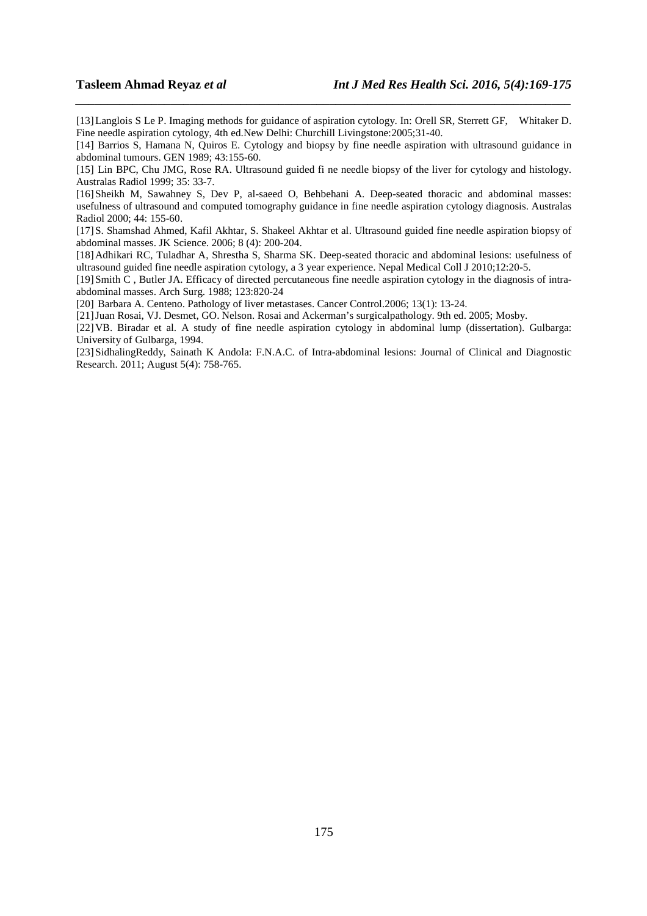[13] Langlois S Le P. Imaging methods for guidance of aspiration cytology. In: Orell SR, Sterrett GF, Whitaker D. Fine needle aspiration cytology, 4th ed.New Delhi: Churchill Livingstone:2005;31-40.

[14] Barrios S, Hamana N, Quiros E. Cytology and biopsy by fine needle aspiration with ultrasound guidance in abdominal tumours. GEN 1989; 43:155-60.

[15] Lin BPC, Chu JMG, Rose RA. Ultrasound guided fi ne needle biopsy of the liver for cytology and histology. Australas Radiol 1999; 35: 33-7.

[16] Sheikh M, Sawahney S, Dev P, al-saeed O, Behbehani A. Deep-seated thoracic and abdominal masses: usefulness of ultrasound and computed tomography guidance in fine needle aspiration cytology diagnosis. Australas Radiol 2000; 44: 155-60.

[17] S. Shamshad Ahmed, Kafil Akhtar, S. Shakeel Akhtar et al. Ultrasound guided fine needle aspiration biopsy of abdominal masses. JK Science. 2006; 8 (4): 200-204.

[18] Adhikari RC, Tuladhar A, Shrestha S, Sharma SK. Deep-seated thoracic and abdominal lesions: usefulness of ultrasound guided fine needle aspiration cytology, a 3 year experience. Nepal Medical Coll J 2010;12:20-5.

[19] Smith C , Butler JA. Efficacy of directed percutaneous fine needle aspiration cytology in the diagnosis of intra-abdominal masses. Arch Surg. 1988; 123:820-24

[20] Barbara A. Centeno. Pathology of liver metastases. Cancer Control.2006; 13(1): 13-24.

[21] Juan Rosai, VJ. Desmet, GO. Nelson. Rosai and Ackerman's surgicalpathology. 9th ed. 2005; Mosby.

[22] VB. Biradar et al. A study of fine needle aspiration cytology in abdominal lump (dissertation). Gulbarga: University of Gulbarga, 1994.

[23] SidhalingReddy, Sainath K Andola: F.N.A.C. of Intra-abdominal lesions: Journal of Clinical and Diagnostic Research. 2011; August 5(4): 758-765.